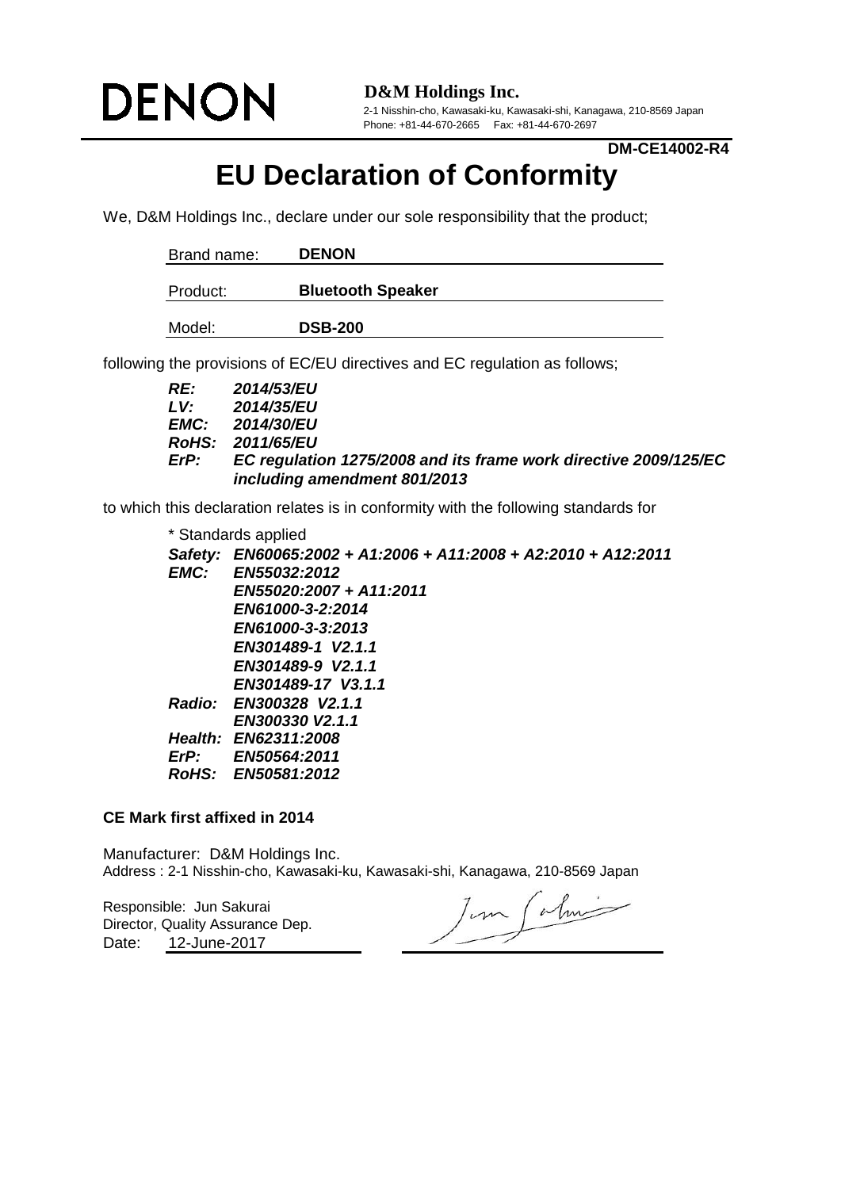DENON

**D&M Holdings Inc.**
2-1 Nisshin-cho, Kawasaki-ku, Kawasaki-shi, Kanagawa, 210-8569 Japan
Phone: +81-44-670-2665 Fax: +81-44-670-2697

**DM-CE14002-R4**

# EU Declaration of Conformity

We, D&M Holdings Inc., declare under our sole responsibility that the product;

| Brand name: | **DENON** |
| --- | --- |
| Product: | **Bluetooth Speaker** |
| Model: | **DSB-200** |

following the provisions of EC/EU directives and EC regulation as follows;

***RE:*** ***2014/53/EU***
***LV:*** ***2014/35/EU***
***EMC:*** ***2014/30/EU***
***RoHS:*** ***2011/65/EU***
***ErP:*** ***EC regulation 1275/2008 and its frame work directive 2009/125/EC including amendment 801/2013***

to which this declaration relates is in conformity with the following standards for

\* Standards applied
***Safety:*** ***EN60065:2002 + A1:2006 + A11:2008 + A2:2010 + A12:2011***
***EMC:*** ***EN55032:2012***
***EN55020:2007 + A11:2011***
***EN61000-3-2:2014***
***EN61000-3-3:2013***
***EN301489-1 V2.1.1***
***EN301489-9 V2.1.1***
***EN301489-17 V3.1.1***
***Radio:*** ***EN300328 V2.1.1***
***EN300330 V2.1.1***
***Health:*** ***EN62311:2008***
***ErP:*** ***EN50564:2011***
***RoHS:*** ***EN50581:2012***

**CE Mark first affixed in 2014**

Manufacturer: D&M Holdings Inc.
Address : 2-1 Nisshin-cho, Kawasaki-ku, Kawasaki-shi, Kanagawa, 210-8569 Japan

Responsible: Jun Sakurai
Director, Quality Assurance Dep.
Date: 12-June-2017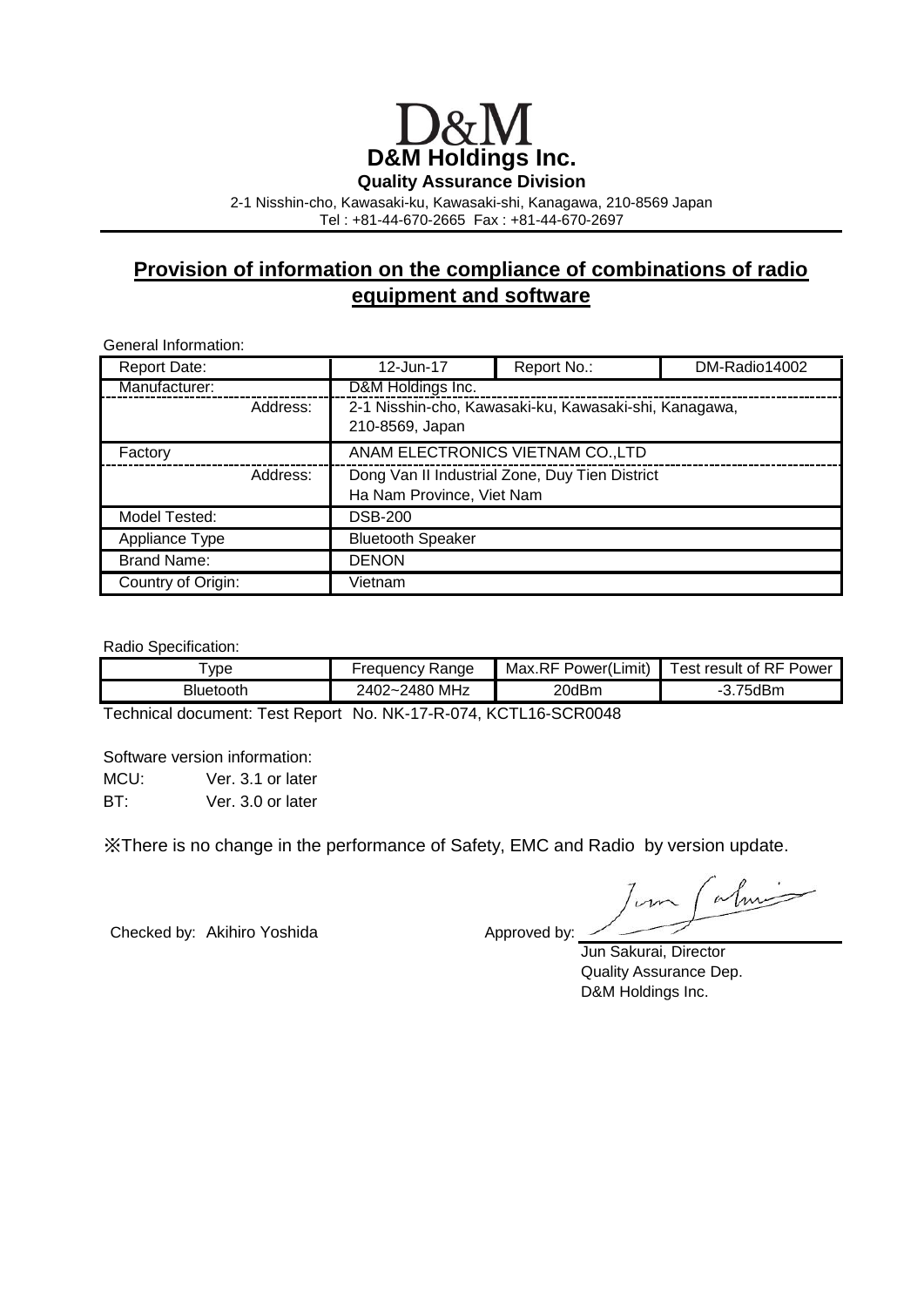D&M

**D&M Holdings Inc.**

**Quality Assurance Division**

2-1 Nisshin-cho, Kawasaki-ku, Kawasaki-shi, Kanagawa, 210-8569 Japan
Tel : +81-44-670-2665 Fax : +81-44-670-2697

# Provision of information on the compliance of combinations of radio equipment and software

General Information:

| | | | |
|---|---|---|---|
| Report Date: | 12-Jun-17 | Report No.: | DM-Radio14002 |
| Manufacturer: | D&M Holdings Inc. | | |
| Address: | 2-1 Nisshin-cho, Kawasaki-ku, Kawasaki-shi, Kanagawa, 210-8569, Japan | | |
| Factory | ANAM ELECTRONICS VIETNAM CO.,LTD | | |
| Address: | Dong Van II Industrial Zone, Duy Tien District Ha Nam Province, Viet Nam | | |
| Model Tested: | DSB-200 | | |
| Appliance Type | Bluetooth Speaker | | |
| Brand Name: | DENON | | |
| Country of Origin: | Vietnam | | |

Radio Specification:

| Type | Frequency Range | Max.RF Power(Limit) | Test result of RF Power |
|---|---|---|---|
| Bluetooth | 2402~2480 MHz | 20dBm | -3.75dBm |

Technical document: Test Report No. NK-17-R-074, KCTL16-SCR0048

Software version information:

MCU: Ver. 3.1 or later

BT: Ver. 3.0 or later

※There is no change in the performance of Safety, EMC and Radio by version update.

Checked by: Akihiro Yoshida

Approved by:

Jun Sakurai, Director
Quality Assurance Dep.
D&M Holdings Inc.